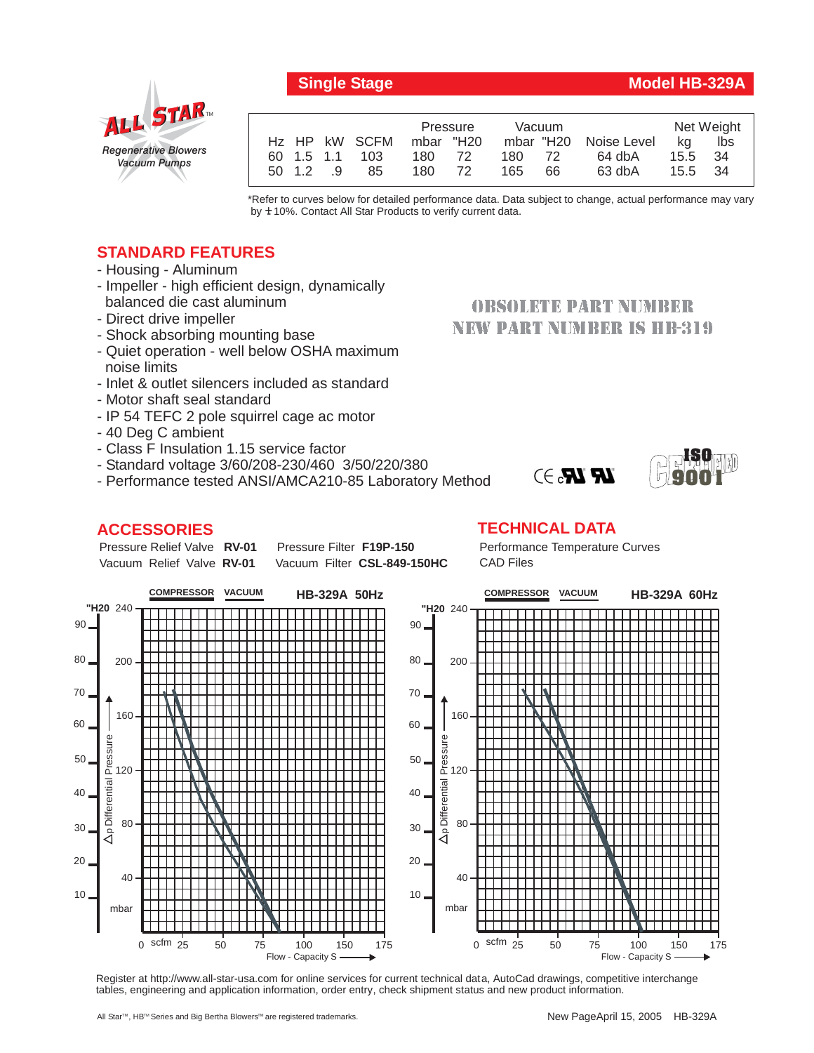**All Star™**
*Regenerative Blowers Vacuum Pumps*

## Single Stage — Model HB-329A

| Hz | HP | kW | SCFM | Pressure mbar | Pressure "H20 | Vacuum mbar | Vacuum "H20 | Noise Level | Net Weight kg | Net Weight lbs |
|---|---|---|---|---|---|---|---|---|---|---|
| 60 | 1.5 | 1.1 | 103 | 180 | 72 | 180 | 72 | 64 dbA | 15.5 | 34 |
| 50 | 1.2 | .9 | 85 | 180 | 72 | 165 | 66 | 63 dbA | 15.5 | 34 |

*Refer to curves below for detailed performance data. Data subject to change, actual performance may vary by ±10%. Contact All Star Products to verify current data.

## STANDARD FEATURES

- Housing - Aluminum
- Impeller - high efficient design, dynamically balanced die cast aluminum
- Direct drive impeller
- Shock absorbing mounting base
- Quiet operation - well below OSHA maximum noise limits
- Inlet & outlet silencers included as standard
- Motor shaft seal standard
- IP 54 TEFC 2 pole squirrel cage ac motor
- 40 Deg C ambient
- Class F Insulation 1.15 service factor
- Standard voltage 3/60/208-230/460 3/50/220/380
- Performance tested ANSI/AMCA210-85 Laboratory Method

**OBSOLETE PART NUMBER**
**NEW PART NUMBER IS HB-319**

CE cURus ISO 9001 CERTIFIED

## ACCESSORIES

Pressure Relief Valve **RV-01**
Vacuum Relief Valve **RV-01**
Pressure Filter **F19P-150**
Vacuum Filter **CSL-849-150HC**

## TECHNICAL DATA

Performance Temperature Curves
CAD Files

**COMPRESSOR VACUUM HB-329A 50Hz**

**COMPRESSOR VACUUM HB-329A 60Hz**

Δp Differential Pressure ("H20 / mbar) vs. Flow - Capacity S (scfm)

Register at http://www.all-star-usa.com for online services for current technical data, AutoCad drawings, competitive interchange tables, engineering and application information, order entry, check shipment status and new product information.

All Star™, HB™ Series and Big Bertha Blowers™ are registered trademarks.

New Page April 15, 2005 HB-329A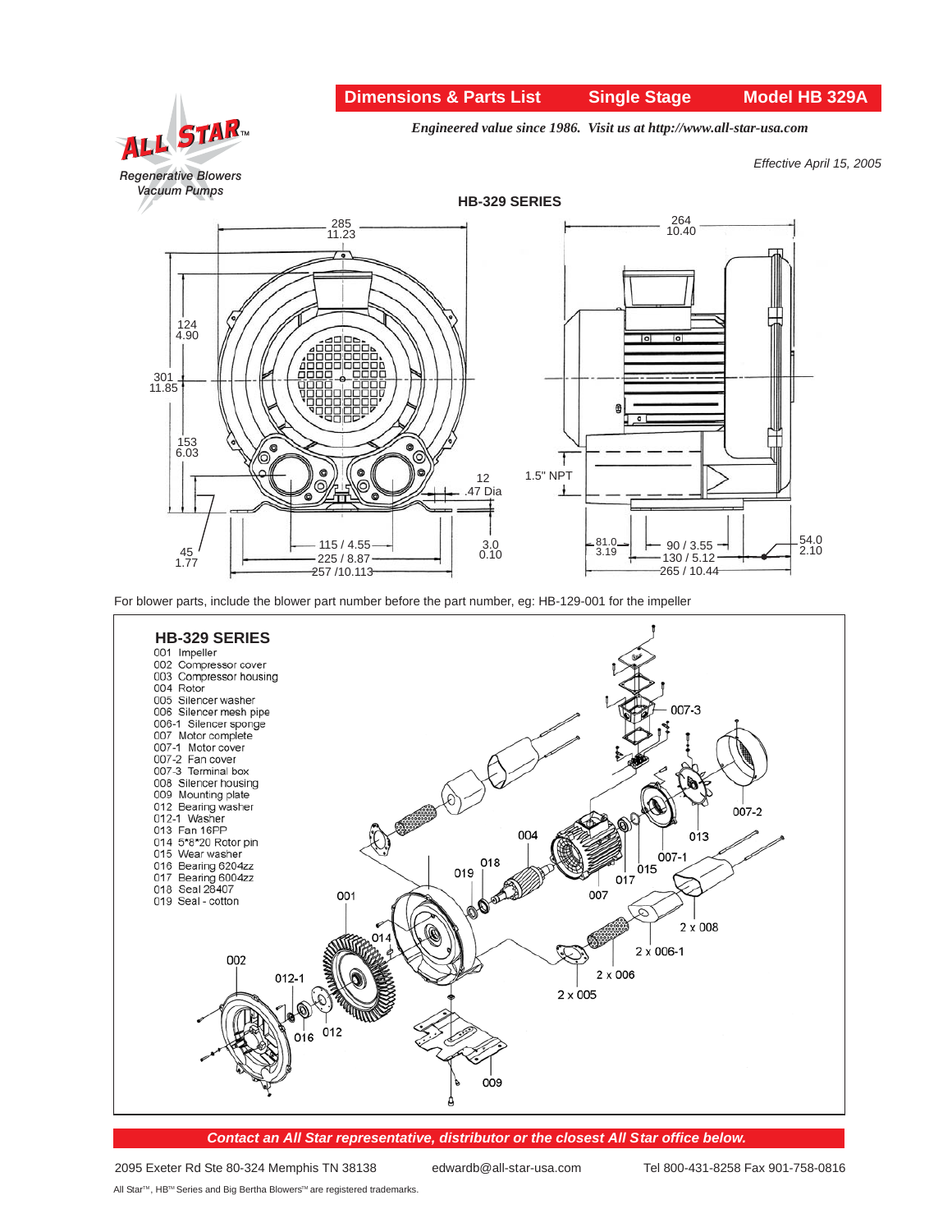## Dimensions & Parts List — Single Stage — Model HB 329A

ALL STAR™

*Regenerative Blowers*
*Vacuum Pumps*

***Engineered value since 1986. Visit us at http://www.all-star-usa.com***

*Effective April 15, 2005*

### HB-329 SERIES

285
11.23

264
10.40

124
4.90

301
11.85

153
6.03

12
.47 Dia

1.5" NPT

45
1.77

115 / 4.55

225 / 8.87

257 /10.113

3.0
0.10

81.0
3.19

90 / 3.55

130 / 5.12

265 / 10.44

54.0
2.10

For blower parts, include the blower part number before the part number, eg: HB-129-001 for the impeller

### HB-329 SERIES

- 001 Impeller
- 002 Compressor cover
- 003 Compressor housing
- 004 Rotor
- 005 Silencer washer
- 006 Silencer mesh pipe
- 006-1 Silencer sponge
- 007 Motor complete
- 007-1 Motor cover
- 007-2 Fan cover
- 007-3 Terminal box
- 008 Silencer housing
- 009 Mounting plate
- 012 Bearing washer
- 012-1 Washer
- 013 Fan 16PP
- 014 5*8*20 Rotor pin
- 015 Wear washer
- 016 Bearing 6204zz
- 017 Bearing 6004zz
- 018 Seal 28407
- 019 Seal - cotton

007-3
007-2
013
004
007-1
018
019
015
017
007
001
2 x 008
014
2 x 006-1
002
012-1
2 x 006
2 x 005
016
012
009

***Contact an All Star representative, distributor or the closest All Star office below.***

2095 Exeter Rd Ste 80-324 Memphis TN 38138    edwardb@all-star-usa.com    Tel 800-431-8258 Fax 901-758-0816

All Star™, HB™ Series and Big Bertha Blowers™ are registered trademarks.